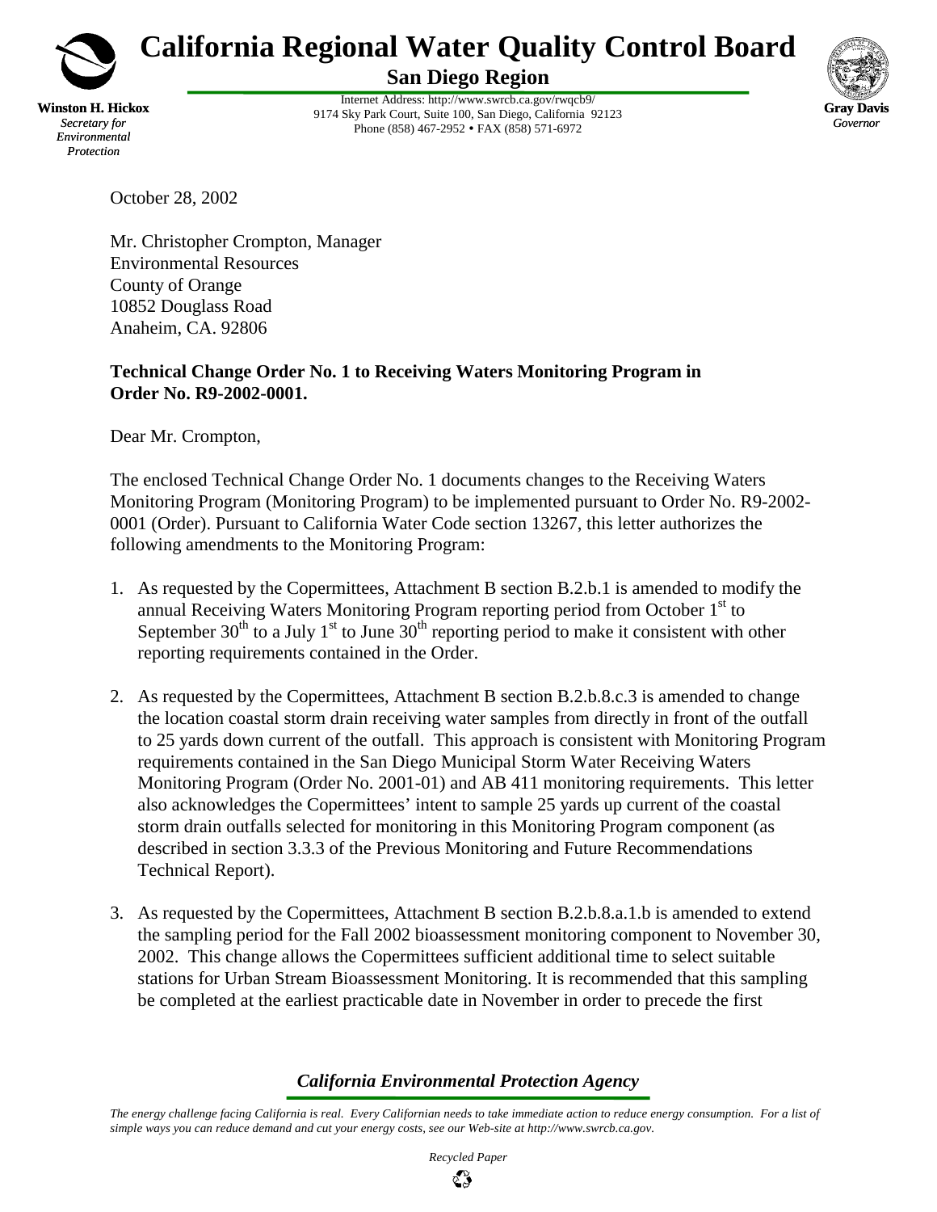# California Regional Water Quality Control Board

## San Diego Region

**Winston H. Hickox**
*Secretary for Environmental Protection*

Internet Address: http://www.swrcb.ca.gov/rwqcb9/
9174 Sky Park Court, Suite 100, San Diego, California 92123
Phone (858) 467-2952 • FAX (858) 571-6972

**Gray Davis**
*Governor*

October 28, 2002

Mr. Christopher Crompton, Manager
Environmental Resources
County of Orange
10852 Douglass Road
Anaheim, CA. 92806

**Technical Change Order No. 1 to Receiving Waters Monitoring Program in Order No. R9-2002-0001.**

Dear Mr. Crompton,

The enclosed Technical Change Order No. 1 documents changes to the Receiving Waters Monitoring Program (Monitoring Program) to be implemented pursuant to Order No. R9-2002-0001 (Order). Pursuant to California Water Code section 13267, this letter authorizes the following amendments to the Monitoring Program:

1. As requested by the Copermittees, Attachment B section B.2.b.1 is amended to modify the annual Receiving Waters Monitoring Program reporting period from October 1st to September 30th to a July 1st to June 30th reporting period to make it consistent with other reporting requirements contained in the Order.

2. As requested by the Copermittees, Attachment B section B.2.b.8.c.3 is amended to change the location coastal storm drain receiving water samples from directly in front of the outfall to 25 yards down current of the outfall. This approach is consistent with Monitoring Program requirements contained in the San Diego Municipal Storm Water Receiving Waters Monitoring Program (Order No. 2001-01) and AB 411 monitoring requirements. This letter also acknowledges the Copermittees' intent to sample 25 yards up current of the coastal storm drain outfalls selected for monitoring in this Monitoring Program component (as described in section 3.3.3 of the Previous Monitoring and Future Recommendations Technical Report).

3. As requested by the Copermittees, Attachment B section B.2.b.8.a.1.b is amended to extend the sampling period for the Fall 2002 bioassessment monitoring component to November 30, 2002. This change allows the Copermittees sufficient additional time to select suitable stations for Urban Stream Bioassessment Monitoring. It is recommended that this sampling be completed at the earliest practicable date in November in order to precede the first

*California Environmental Protection Agency*

*The energy challenge facing California is real. Every Californian needs to take immediate action to reduce energy consumption. For a list of simple ways you can reduce demand and cut your energy costs, see our Web-site at http://www.swrcb.ca.gov.*

*Recycled Paper*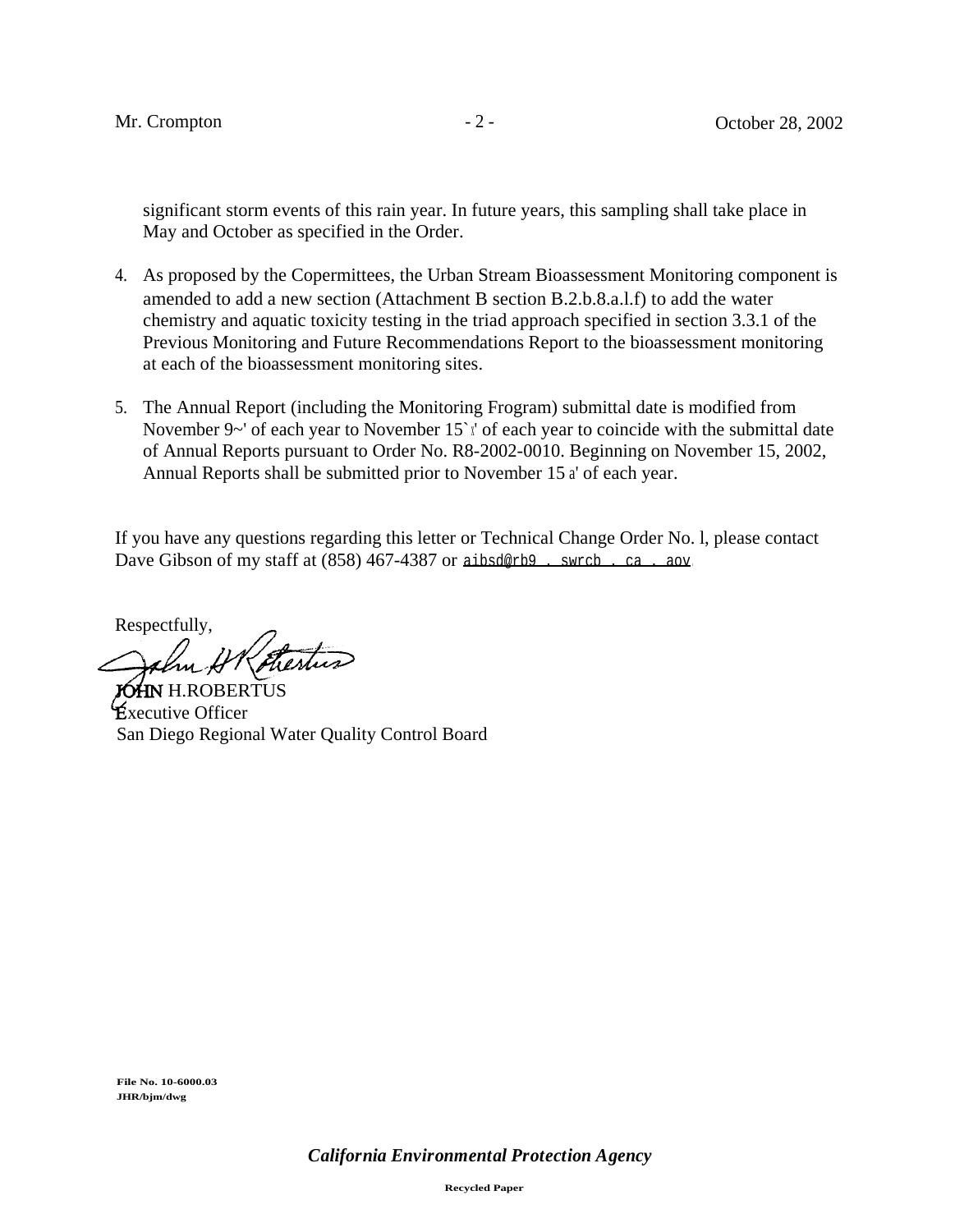significant storm events of this rain year. In future years, this sampling shall take place in May and October as specified in the Order.

4. As proposed by the Copermittees, the Urban Stream Bioassessment Monitoring component is amended to add a new section (Attachment B section B.2.b.8.a.l.f) to add the water chemistry and aquatic toxicity testing in the triad approach specified in section 3.3.1 of the Previous Monitoring and Future Recommendations Report to the bioassessment monitoring at each of the bioassessment monitoring sites.

5. The Annual Report (including the Monitoring Frogram) submittal date is modified from November 9~' of each year to November 15`\' of each year to coincide with the submittal date of Annual Reports pursuant to Order No. R8-2002-0010. Beginning on November 15, 2002, Annual Reports shall be submitted prior to November 15 a' of each year.

If you have any questions regarding this letter or Technical Change Order No. l, please contact Dave Gibson of my staff at (858) 467-4387 or aibsd@rb9 . swrcb . ca . aov.

Respectfully,

JOHN H.ROBERTUS
Executive Officer
San Diego Regional Water Quality Control Board

**File No. 10-6000.03**
**JHR/bjm/dwg**

***California Environmental Protection Agency***

**Recycled Paper**